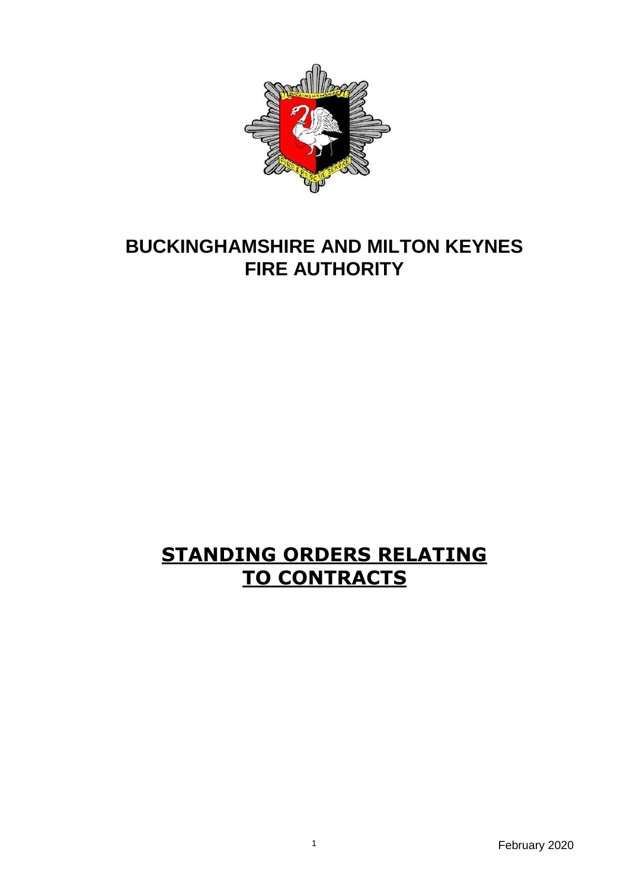# BUCKINGHAMSHIRE AND MILTON KEYNES FIRE AUTHORITY

## STANDING ORDERS RELATING TO CONTRACTS

February 2020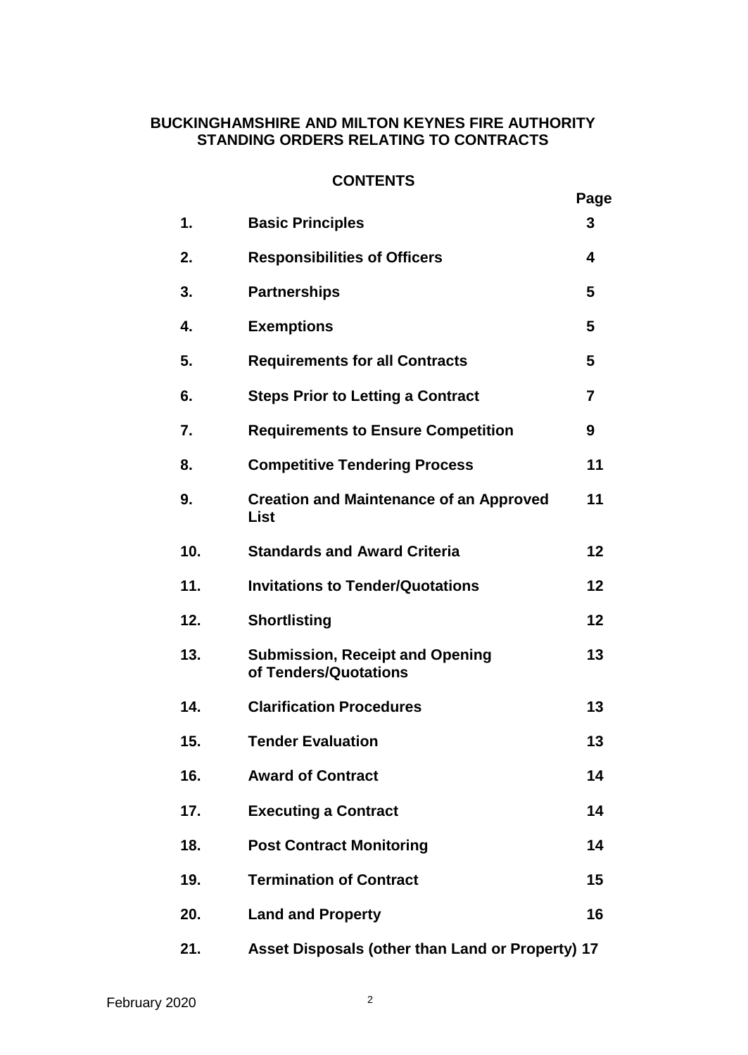**BUCKINGHAMSHIRE AND MILTON KEYNES FIRE AUTHORITY**
**STANDING ORDERS RELATING TO CONTRACTS**

## CONTENTS

| | | Page |
|---|---|---|
| **1.** | **Basic Principles** | **3** |
| **2.** | **Responsibilities of Officers** | **4** |
| **3.** | **Partnerships** | **5** |
| **4.** | **Exemptions** | **5** |
| **5.** | **Requirements for all Contracts** | **5** |
| **6.** | **Steps Prior to Letting a Contract** | **7** |
| **7.** | **Requirements to Ensure Competition** | **9** |
| **8.** | **Competitive Tendering Process** | **11** |
| **9.** | **Creation and Maintenance of an Approved List** | **11** |
| **10.** | **Standards and Award Criteria** | **12** |
| **11.** | **Invitations to Tender/Quotations** | **12** |
| **12.** | **Shortlisting** | **12** |
| **13.** | **Submission, Receipt and Opening of Tenders/Quotations** | **13** |
| **14.** | **Clarification Procedures** | **13** |
| **15.** | **Tender Evaluation** | **13** |
| **16.** | **Award of Contract** | **14** |
| **17.** | **Executing a Contract** | **14** |
| **18.** | **Post Contract Monitoring** | **14** |
| **19.** | **Termination of Contract** | **15** |
| **20.** | **Land and Property** | **16** |
| **21.** | **Asset Disposals (other than Land or Property)** | **17** |

February 2020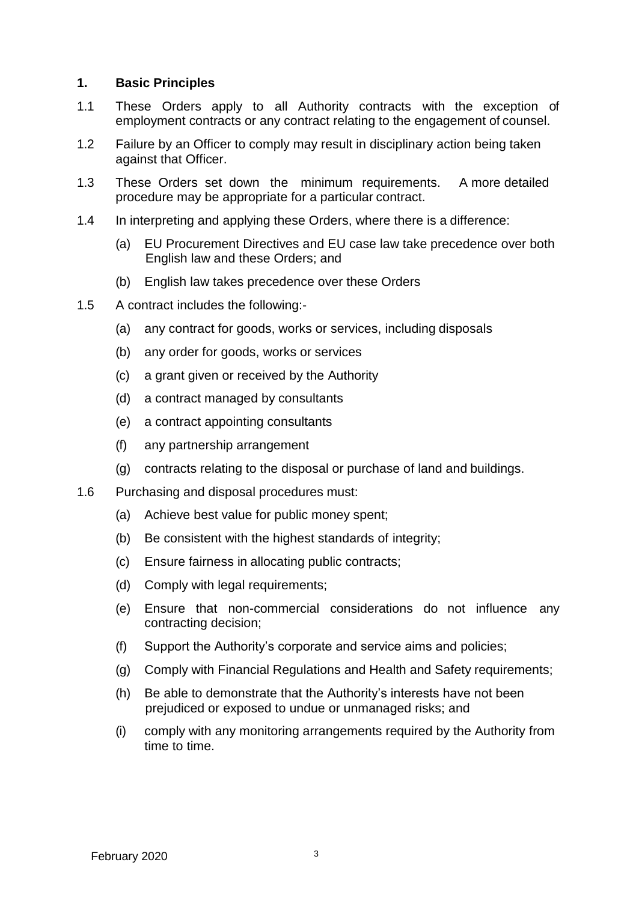## 1. Basic Principles

1.1 These Orders apply to all Authority contracts with the exception of employment contracts or any contract relating to the engagement of counsel.

1.2 Failure by an Officer to comply may result in disciplinary action being taken against that Officer.

1.3 These Orders set down the minimum requirements. A more detailed procedure may be appropriate for a particular contract.

1.4 In interpreting and applying these Orders, where there is a difference:

- (a) EU Procurement Directives and EU case law take precedence over both English law and these Orders; and
- (b) English law takes precedence over these Orders

1.5 A contract includes the following:-

- (a) any contract for goods, works or services, including disposals
- (b) any order for goods, works or services
- (c) a grant given or received by the Authority
- (d) a contract managed by consultants
- (e) a contract appointing consultants
- (f) any partnership arrangement
- (g) contracts relating to the disposal or purchase of land and buildings.

1.6 Purchasing and disposal procedures must:

- (a) Achieve best value for public money spent;
- (b) Be consistent with the highest standards of integrity;
- (c) Ensure fairness in allocating public contracts;
- (d) Comply with legal requirements;
- (e) Ensure that non-commercial considerations do not influence any contracting decision;
- (f) Support the Authority's corporate and service aims and policies;
- (g) Comply with Financial Regulations and Health and Safety requirements;
- (h) Be able to demonstrate that the Authority's interests have not been prejudiced or exposed to undue or unmanaged risks; and
- (i) comply with any monitoring arrangements required by the Authority from time to time.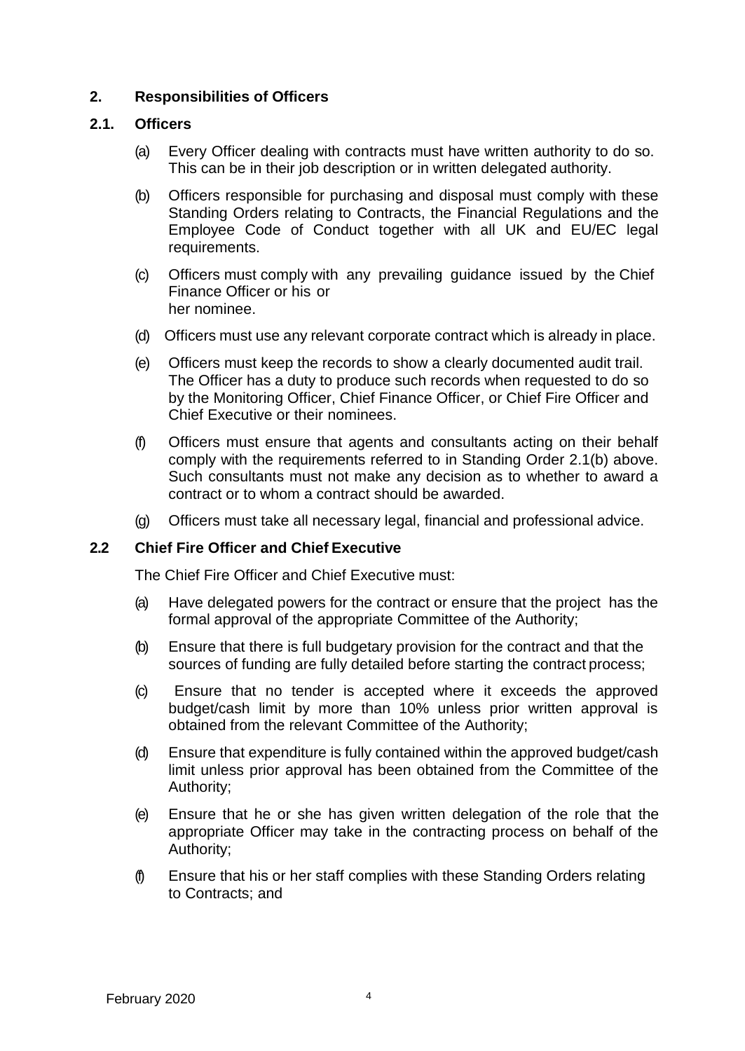## 2. Responsibilities of Officers

### 2.1. Officers

(a) Every Officer dealing with contracts must have written authority to do so. This can be in their job description or in written delegated authority.

(b) Officers responsible for purchasing and disposal must comply with these Standing Orders relating to Contracts, the Financial Regulations and the Employee Code of Conduct together with all UK and EU/EC legal requirements.

(c) Officers must comply with any prevailing guidance issued by the Chief Finance Officer or his or her nominee.

(d) Officers must use any relevant corporate contract which is already in place.

(e) Officers must keep the records to show a clearly documented audit trail. The Officer has a duty to produce such records when requested to do so by the Monitoring Officer, Chief Finance Officer, or Chief Fire Officer and Chief Executive or their nominees.

(f) Officers must ensure that agents and consultants acting on their behalf comply with the requirements referred to in Standing Order 2.1(b) above. Such consultants must not make any decision as to whether to award a contract or to whom a contract should be awarded.

(g) Officers must take all necessary legal, financial and professional advice.

### 2.2 Chief Fire Officer and Chief Executive

The Chief Fire Officer and Chief Executive must:

(a) Have delegated powers for the contract or ensure that the project has the formal approval of the appropriate Committee of the Authority;

(b) Ensure that there is full budgetary provision for the contract and that the sources of funding are fully detailed before starting the contract process;

(c) Ensure that no tender is accepted where it exceeds the approved budget/cash limit by more than 10% unless prior written approval is obtained from the relevant Committee of the Authority;

(d) Ensure that expenditure is fully contained within the approved budget/cash limit unless prior approval has been obtained from the Committee of the Authority;

(e) Ensure that he or she has given written delegation of the role that the appropriate Officer may take in the contracting process on behalf of the Authority;

(f) Ensure that his or her staff complies with these Standing Orders relating to Contracts; and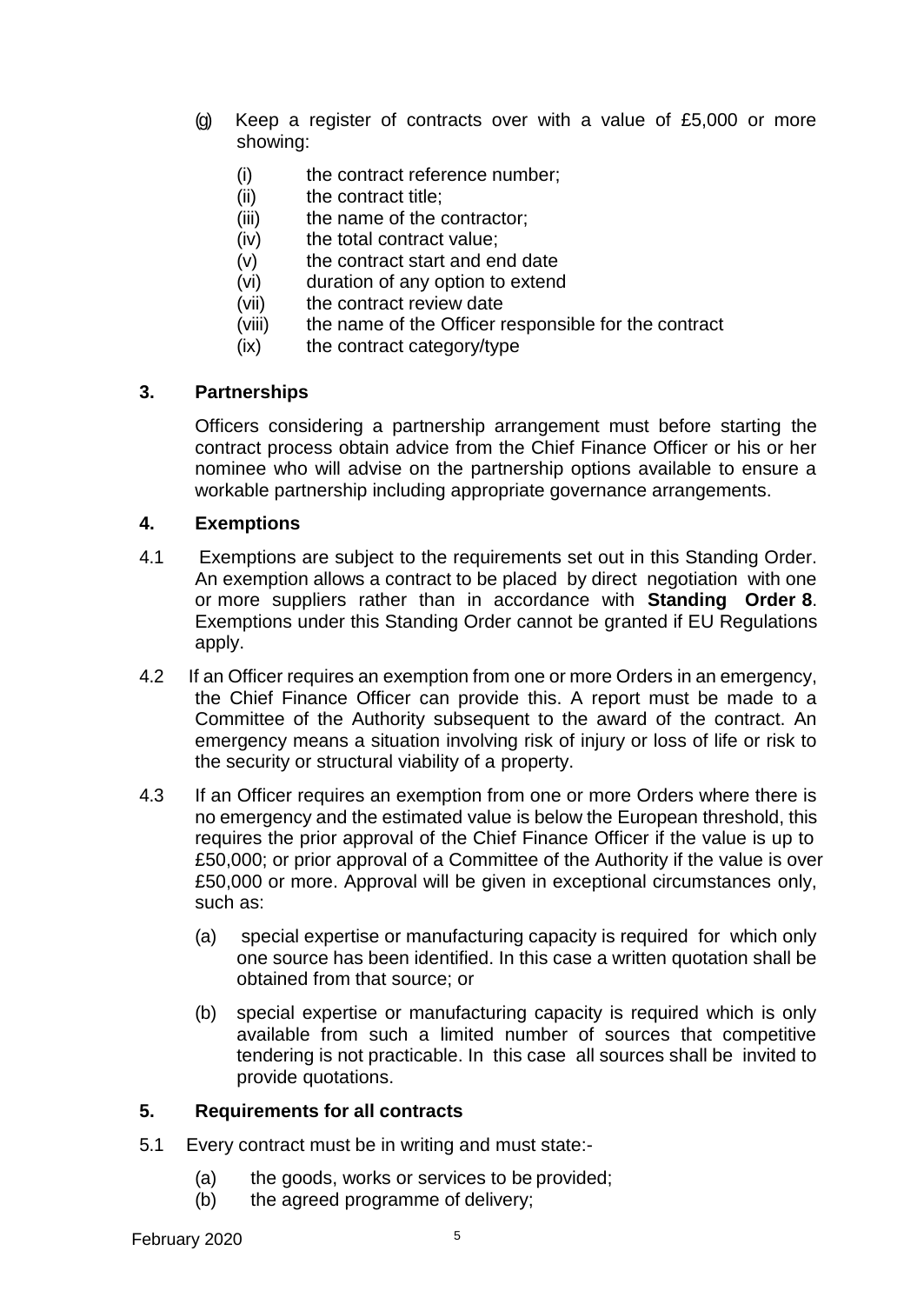(g) Keep a register of contracts over with a value of £5,000 or more showing:

   (i) the contract reference number;
   (ii) the contract title;
   (iii) the name of the contractor;
   (iv) the total contract value;
   (v) the contract start and end date
   (vi) duration of any option to extend
   (vii) the contract review date
   (viii) the name of the Officer responsible for the contract
   (ix) the contract category/type

## 3. Partnerships

Officers considering a partnership arrangement must before starting the contract process obtain advice from the Chief Finance Officer or his or her nominee who will advise on the partnership options available to ensure a workable partnership including appropriate governance arrangements.

## 4. Exemptions

4.1 Exemptions are subject to the requirements set out in this Standing Order. An exemption allows a contract to be placed by direct negotiation with one or more suppliers rather than in accordance with **Standing Order 8**. Exemptions under this Standing Order cannot be granted if EU Regulations apply.

4.2 If an Officer requires an exemption from one or more Orders in an emergency, the Chief Finance Officer can provide this. A report must be made to a Committee of the Authority subsequent to the award of the contract. An emergency means a situation involving risk of injury or loss of life or risk to the security or structural viability of a property.

4.3 If an Officer requires an exemption from one or more Orders where there is no emergency and the estimated value is below the European threshold, this requires the prior approval of the Chief Finance Officer if the value is up to £50,000; or prior approval of a Committee of the Authority if the value is over £50,000 or more. Approval will be given in exceptional circumstances only, such as:

   (a) special expertise or manufacturing capacity is required for which only one source has been identified. In this case a written quotation shall be obtained from that source; or

   (b) special expertise or manufacturing capacity is required which is only available from such a limited number of sources that competitive tendering is not practicable. In this case all sources shall be invited to provide quotations.

## 5. Requirements for all contracts

5.1 Every contract must be in writing and must state:-

   (a) the goods, works or services to be provided;
   (b) the agreed programme of delivery;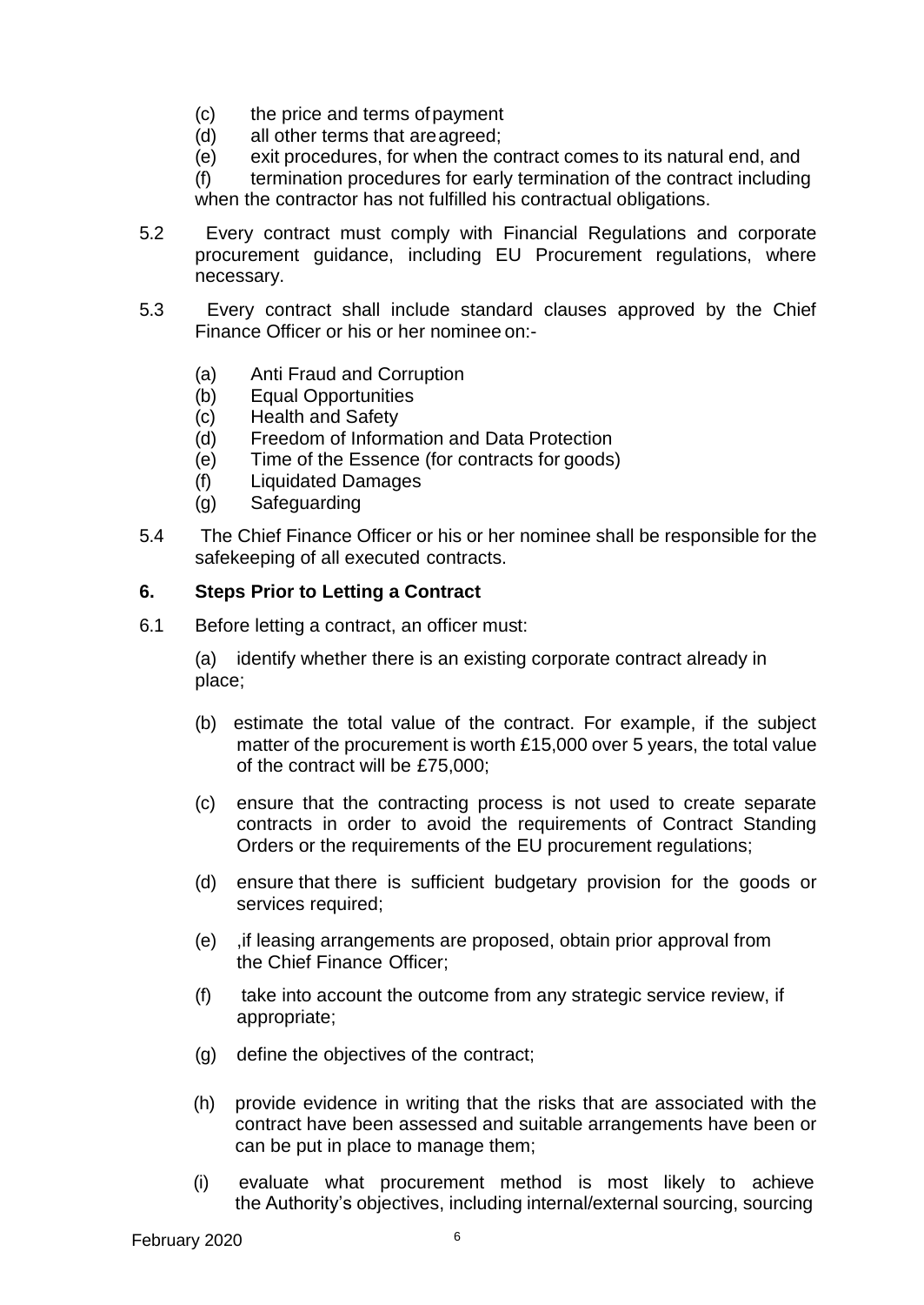(c) the price and terms of payment
(d) all other terms that are agreed;
(e) exit procedures, for when the contract comes to its natural end, and
(f) termination procedures for early termination of the contract including when the contractor has not fulfilled his contractual obligations.

5.2 Every contract must comply with Financial Regulations and corporate procurement guidance, including EU Procurement regulations, where necessary.

5.3 Every contract shall include standard clauses approved by the Chief Finance Officer or his or her nominee on:-

(a) Anti Fraud and Corruption
(b) Equal Opportunities
(c) Health and Safety
(d) Freedom of Information and Data Protection
(e) Time of the Essence (for contracts for goods)
(f) Liquidated Damages
(g) Safeguarding

5.4 The Chief Finance Officer or his or her nominee shall be responsible for the safekeeping of all executed contracts.

## 6. Steps Prior to Letting a Contract

6.1 Before letting a contract, an officer must:

(a) identify whether there is an existing corporate contract already in place;

(b) estimate the total value of the contract. For example, if the subject matter of the procurement is worth £15,000 over 5 years, the total value of the contract will be £75,000;

(c) ensure that the contracting process is not used to create separate contracts in order to avoid the requirements of Contract Standing Orders or the requirements of the EU procurement regulations;

(d) ensure that there is sufficient budgetary provision for the goods or services required;

(e) ,if leasing arrangements are proposed, obtain prior approval from the Chief Finance Officer;

(f) take into account the outcome from any strategic service review, if appropriate;

(g) define the objectives of the contract;

(h) provide evidence in writing that the risks that are associated with the contract have been assessed and suitable arrangements have been or can be put in place to manage them;

(i) evaluate what procurement method is most likely to achieve the Authority's objectives, including internal/external sourcing, sourcing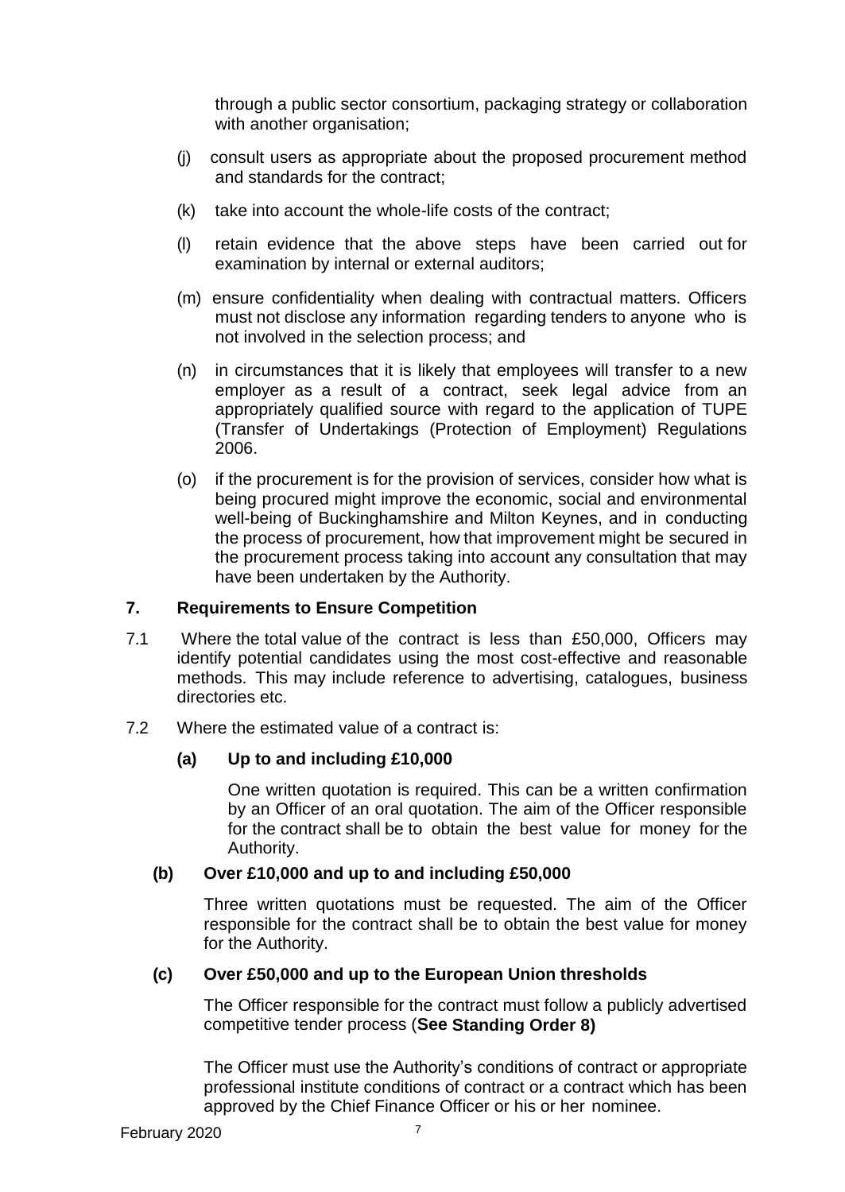through a public sector consortium, packaging strategy or collaboration with another organisation;

(j) consult users as appropriate about the proposed procurement method and standards for the contract;

(k) take into account the whole-life costs of the contract;

(l) retain evidence that the above steps have been carried out for examination by internal or external auditors;

(m) ensure confidentiality when dealing with contractual matters. Officers must not disclose any information regarding tenders to anyone who is not involved in the selection process; and

(n) in circumstances that it is likely that employees will transfer to a new employer as a result of a contract, seek legal advice from an appropriately qualified source with regard to the application of TUPE (Transfer of Undertakings (Protection of Employment) Regulations 2006.

(o) if the procurement is for the provision of services, consider how what is being procured might improve the economic, social and environmental well-being of Buckinghamshire and Milton Keynes, and in conducting the process of procurement, how that improvement might be secured in the procurement process taking into account any consultation that may have been undertaken by the Authority.

## 7. Requirements to Ensure Competition

7.1 Where the total value of the contract is less than £50,000, Officers may identify potential candidates using the most cost-effective and reasonable methods. This may include reference to advertising, catalogues, business directories etc.

7.2 Where the estimated value of a contract is:

**(a) Up to and including £10,000**

One written quotation is required. This can be a written confirmation by an Officer of an oral quotation. The aim of the Officer responsible for the contract shall be to obtain the best value for money for the Authority.

**(b) Over £10,000 and up to and including £50,000**

Three written quotations must be requested. The aim of the Officer responsible for the contract shall be to obtain the best value for money for the Authority.

**(c) Over £50,000 and up to the European Union thresholds**

The Officer responsible for the contract must follow a publicly advertised competitive tender process (**See Standing Order 8)**

The Officer must use the Authority's conditions of contract or appropriate professional institute conditions of contract or a contract which has been approved by the Chief Finance Officer or his or her nominee.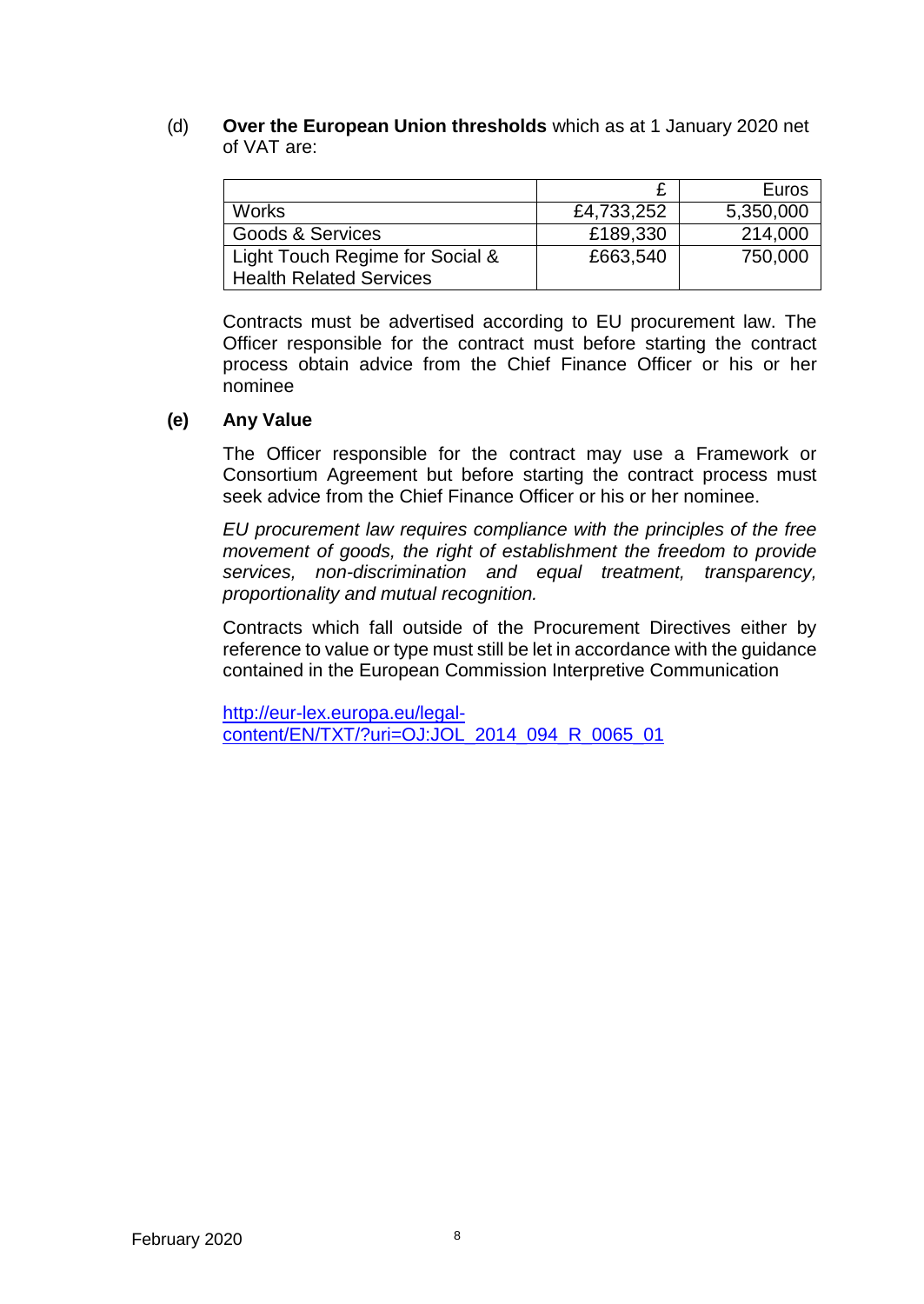(d) **Over the European Union thresholds** which as at 1 January 2020 net of VAT are:

| | £ | Euros |
|---|---|---|
| Works | £4,733,252 | 5,350,000 |
| Goods & Services | £189,330 | 214,000 |
| Light Touch Regime for Social & Health Related Services | £663,540 | 750,000 |

Contracts must be advertised according to EU procurement law. The Officer responsible for the contract must before starting the contract process obtain advice from the Chief Finance Officer or his or her nominee

**(e) Any Value**

The Officer responsible for the contract may use a Framework or Consortium Agreement but before starting the contract process must seek advice from the Chief Finance Officer or his or her nominee.

*EU procurement law requires compliance with the principles of the free movement of goods, the right of establishment the freedom to provide services, non-discrimination and equal treatment, transparency, proportionality and mutual recognition.*

Contracts which fall outside of the Procurement Directives either by reference to value or type must still be let in accordance with the guidance contained in the European Commission Interpretive Communication

http://eur-lex.europa.eu/legal-content/EN/TXT/?uri=OJ:JOL_2014_094_R_0065_01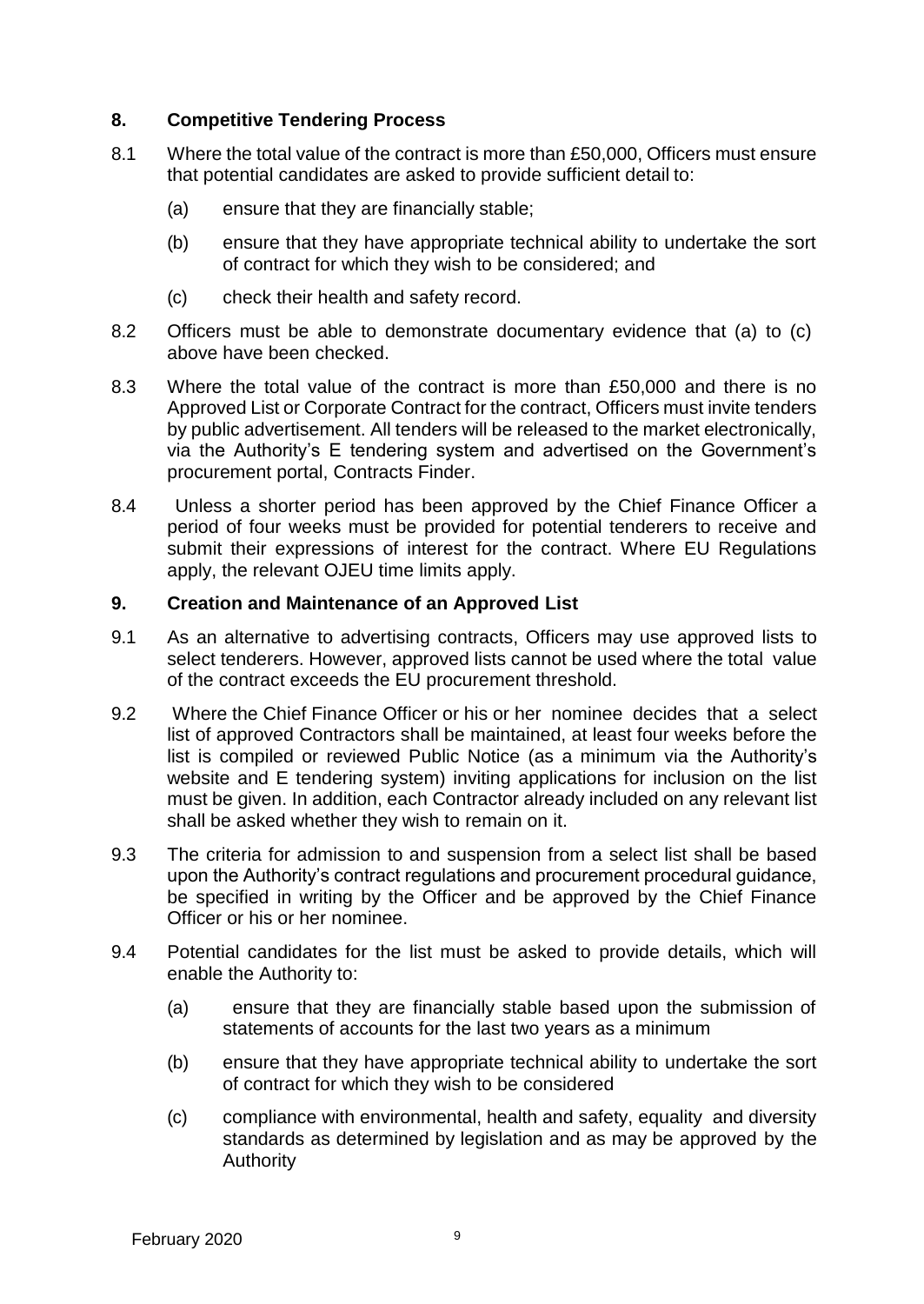## 8. Competitive Tendering Process

8.1 Where the total value of the contract is more than £50,000, Officers must ensure that potential candidates are asked to provide sufficient detail to:

(a) ensure that they are financially stable;

(b) ensure that they have appropriate technical ability to undertake the sort of contract for which they wish to be considered; and

(c) check their health and safety record.

8.2 Officers must be able to demonstrate documentary evidence that (a) to (c) above have been checked.

8.3 Where the total value of the contract is more than £50,000 and there is no Approved List or Corporate Contract for the contract, Officers must invite tenders by public advertisement. All tenders will be released to the market electronically, via the Authority's E tendering system and advertised on the Government's procurement portal, Contracts Finder.

8.4 Unless a shorter period has been approved by the Chief Finance Officer a period of four weeks must be provided for potential tenderers to receive and submit their expressions of interest for the contract. Where EU Regulations apply, the relevant OJEU time limits apply.

## 9. Creation and Maintenance of an Approved List

9.1 As an alternative to advertising contracts, Officers may use approved lists to select tenderers. However, approved lists cannot be used where the total value of the contract exceeds the EU procurement threshold.

9.2 Where the Chief Finance Officer or his or her nominee decides that a select list of approved Contractors shall be maintained, at least four weeks before the list is compiled or reviewed Public Notice (as a minimum via the Authority's website and E tendering system) inviting applications for inclusion on the list must be given. In addition, each Contractor already included on any relevant list shall be asked whether they wish to remain on it.

9.3 The criteria for admission to and suspension from a select list shall be based upon the Authority's contract regulations and procurement procedural guidance, be specified in writing by the Officer and be approved by the Chief Finance Officer or his or her nominee.

9.4 Potential candidates for the list must be asked to provide details, which will enable the Authority to:

(a) ensure that they are financially stable based upon the submission of statements of accounts for the last two years as a minimum

(b) ensure that they have appropriate technical ability to undertake the sort of contract for which they wish to be considered

(c) compliance with environmental, health and safety, equality and diversity standards as determined by legislation and as may be approved by the Authority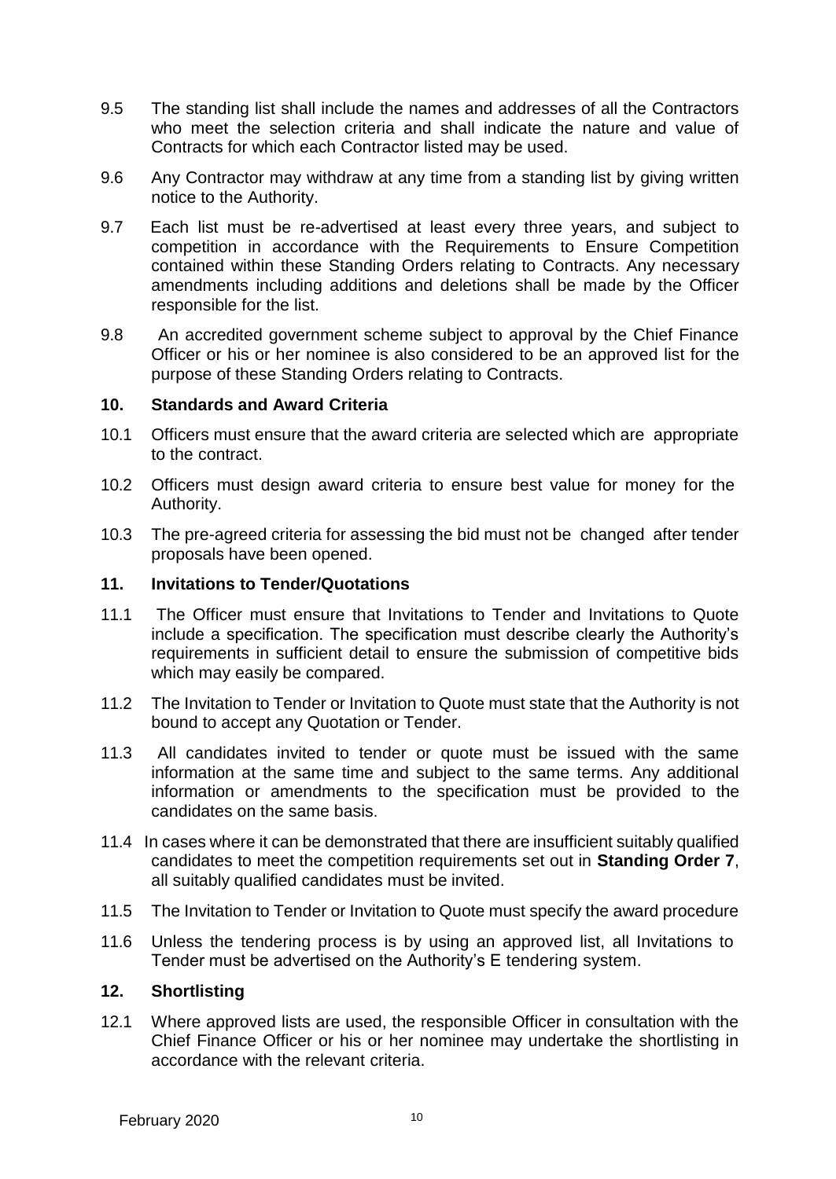9.5 The standing list shall include the names and addresses of all the Contractors who meet the selection criteria and shall indicate the nature and value of Contracts for which each Contractor listed may be used.

9.6 Any Contractor may withdraw at any time from a standing list by giving written notice to the Authority.

9.7 Each list must be re-advertised at least every three years, and subject to competition in accordance with the Requirements to Ensure Competition contained within these Standing Orders relating to Contracts. Any necessary amendments including additions and deletions shall be made by the Officer responsible for the list.

9.8 An accredited government scheme subject to approval by the Chief Finance Officer or his or her nominee is also considered to be an approved list for the purpose of these Standing Orders relating to Contracts.

## 10. Standards and Award Criteria

10.1 Officers must ensure that the award criteria are selected which are appropriate to the contract.

10.2 Officers must design award criteria to ensure best value for money for the Authority.

10.3 The pre-agreed criteria for assessing the bid must not be changed after tender proposals have been opened.

## 11. Invitations to Tender/Quotations

11.1 The Officer must ensure that Invitations to Tender and Invitations to Quote include a specification. The specification must describe clearly the Authority's requirements in sufficient detail to ensure the submission of competitive bids which may easily be compared.

11.2 The Invitation to Tender or Invitation to Quote must state that the Authority is not bound to accept any Quotation or Tender.

11.3 All candidates invited to tender or quote must be issued with the same information at the same time and subject to the same terms. Any additional information or amendments to the specification must be provided to the candidates on the same basis.

11.4 In cases where it can be demonstrated that there are insufficient suitably qualified candidates to meet the competition requirements set out in **Standing Order 7**, all suitably qualified candidates must be invited.

11.5 The Invitation to Tender or Invitation to Quote must specify the award procedure

11.6 Unless the tendering process is by using an approved list, all Invitations to Tender must be advertised on the Authority's E tendering system.

## 12. Shortlisting

12.1 Where approved lists are used, the responsible Officer in consultation with the Chief Finance Officer or his or her nominee may undertake the shortlisting in accordance with the relevant criteria.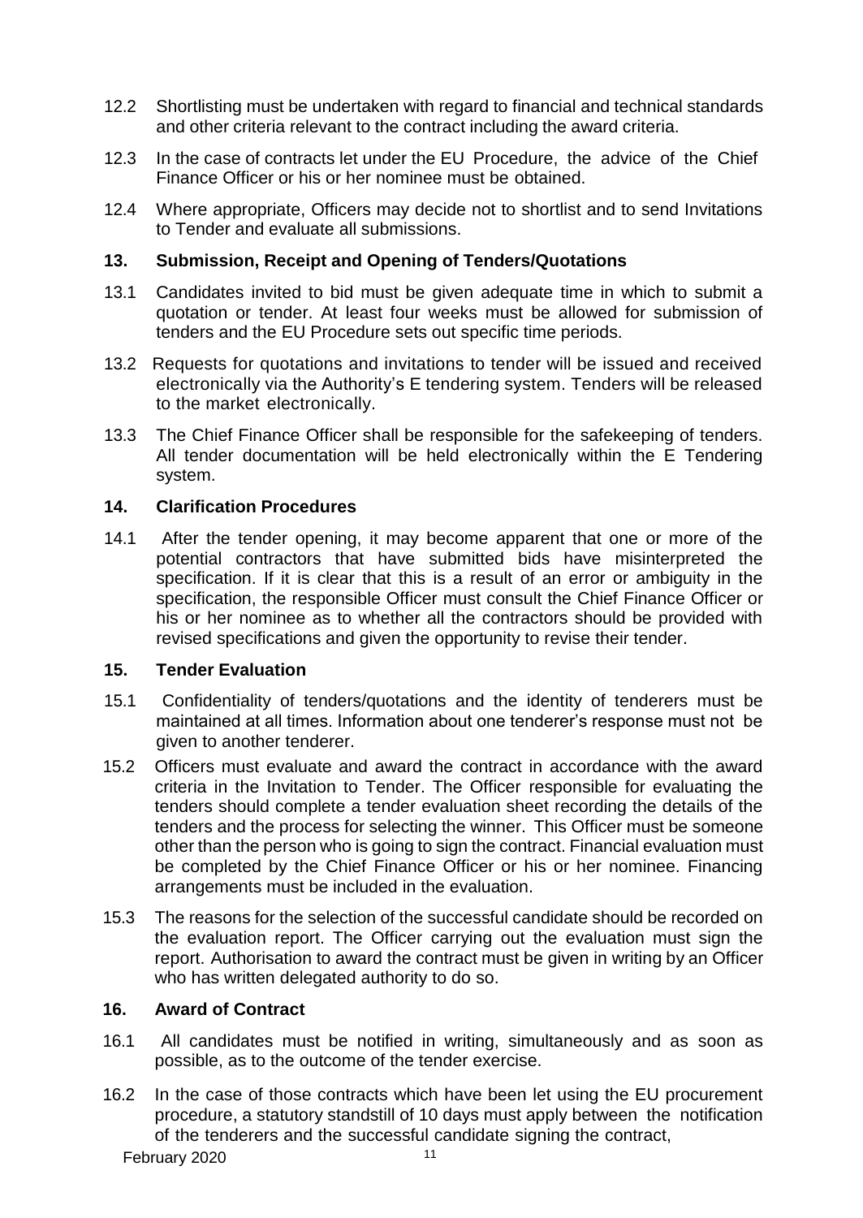12.2 Shortlisting must be undertaken with regard to financial and technical standards and other criteria relevant to the contract including the award criteria.

12.3 In the case of contracts let under the EU Procedure, the advice of the Chief Finance Officer or his or her nominee must be obtained.

12.4 Where appropriate, Officers may decide not to shortlist and to send Invitations to Tender and evaluate all submissions.

## 13. Submission, Receipt and Opening of Tenders/Quotations

13.1 Candidates invited to bid must be given adequate time in which to submit a quotation or tender. At least four weeks must be allowed for submission of tenders and the EU Procedure sets out specific time periods.

13.2 Requests for quotations and invitations to tender will be issued and received electronically via the Authority's E tendering system. Tenders will be released to the market electronically.

13.3 The Chief Finance Officer shall be responsible for the safekeeping of tenders. All tender documentation will be held electronically within the E Tendering system.

## 14. Clarification Procedures

14.1 After the tender opening, it may become apparent that one or more of the potential contractors that have submitted bids have misinterpreted the specification. If it is clear that this is a result of an error or ambiguity in the specification, the responsible Officer must consult the Chief Finance Officer or his or her nominee as to whether all the contractors should be provided with revised specifications and given the opportunity to revise their tender.

## 15. Tender Evaluation

15.1 Confidentiality of tenders/quotations and the identity of tenderers must be maintained at all times. Information about one tenderer's response must not be given to another tenderer.

15.2 Officers must evaluate and award the contract in accordance with the award criteria in the Invitation to Tender. The Officer responsible for evaluating the tenders should complete a tender evaluation sheet recording the details of the tenders and the process for selecting the winner. This Officer must be someone other than the person who is going to sign the contract. Financial evaluation must be completed by the Chief Finance Officer or his or her nominee. Financing arrangements must be included in the evaluation.

15.3 The reasons for the selection of the successful candidate should be recorded on the evaluation report. The Officer carrying out the evaluation must sign the report. Authorisation to award the contract must be given in writing by an Officer who has written delegated authority to do so.

## 16. Award of Contract

16.1 All candidates must be notified in writing, simultaneously and as soon as possible, as to the outcome of the tender exercise.

16.2 In the case of those contracts which have been let using the EU procurement procedure, a statutory standstill of 10 days must apply between the notification of the tenderers and the successful candidate signing the contract,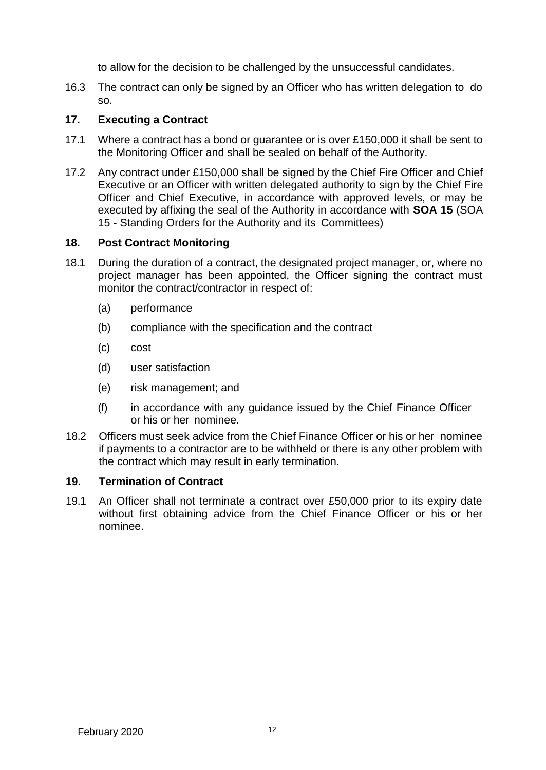to allow for the decision to be challenged by the unsuccessful candidates.

16.3 The contract can only be signed by an Officer who has written delegation to do so.

## 17. Executing a Contract

17.1 Where a contract has a bond or guarantee or is over £150,000 it shall be sent to the Monitoring Officer and shall be sealed on behalf of the Authority.

17.2 Any contract under £150,000 shall be signed by the Chief Fire Officer and Chief Executive or an Officer with written delegated authority to sign by the Chief Fire Officer and Chief Executive, in accordance with approved levels, or may be executed by affixing the seal of the Authority in accordance with **SOA 15** (SOA 15 - Standing Orders for the Authority and its Committees)

## 18. Post Contract Monitoring

18.1 During the duration of a contract, the designated project manager, or, where no project manager has been appointed, the Officer signing the contract must monitor the contract/contractor in respect of:

- (a) performance
- (b) compliance with the specification and the contract
- (c) cost
- (d) user satisfaction
- (e) risk management; and
- (f) in accordance with any guidance issued by the Chief Finance Officer or his or her nominee.

18.2 Officers must seek advice from the Chief Finance Officer or his or her nominee if payments to a contractor are to be withheld or there is any other problem with the contract which may result in early termination.

## 19. Termination of Contract

19.1 An Officer shall not terminate a contract over £50,000 prior to its expiry date without first obtaining advice from the Chief Finance Officer or his or her nominee.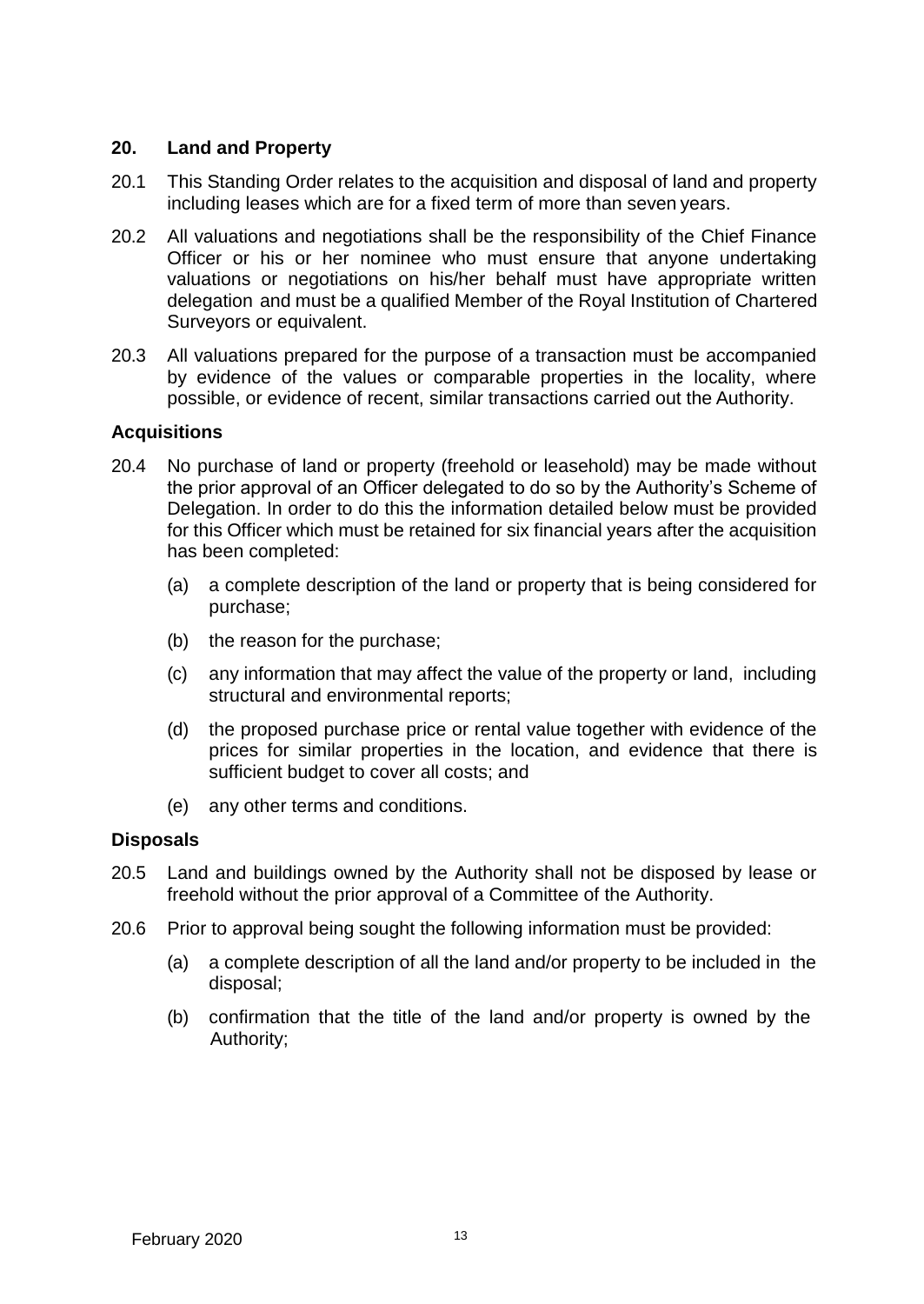## 20. Land and Property

20.1 This Standing Order relates to the acquisition and disposal of land and property including leases which are for a fixed term of more than seven years.

20.2 All valuations and negotiations shall be the responsibility of the Chief Finance Officer or his or her nominee who must ensure that anyone undertaking valuations or negotiations on his/her behalf must have appropriate written delegation and must be a qualified Member of the Royal Institution of Chartered Surveyors or equivalent.

20.3 All valuations prepared for the purpose of a transaction must be accompanied by evidence of the values or comparable properties in the locality, where possible, or evidence of recent, similar transactions carried out the Authority.

### Acquisitions

20.4 No purchase of land or property (freehold or leasehold) may be made without the prior approval of an Officer delegated to do so by the Authority's Scheme of Delegation. In order to do this the information detailed below must be provided for this Officer which must be retained for six financial years after the acquisition has been completed:

(a) a complete description of the land or property that is being considered for purchase;

(b) the reason for the purchase;

(c) any information that may affect the value of the property or land, including structural and environmental reports;

(d) the proposed purchase price or rental value together with evidence of the prices for similar properties in the location, and evidence that there is sufficient budget to cover all costs; and

(e) any other terms and conditions.

### Disposals

20.5 Land and buildings owned by the Authority shall not be disposed by lease or freehold without the prior approval of a Committee of the Authority.

20.6 Prior to approval being sought the following information must be provided:

(a) a complete description of all the land and/or property to be included in the disposal;

(b) confirmation that the title of the land and/or property is owned by the Authority;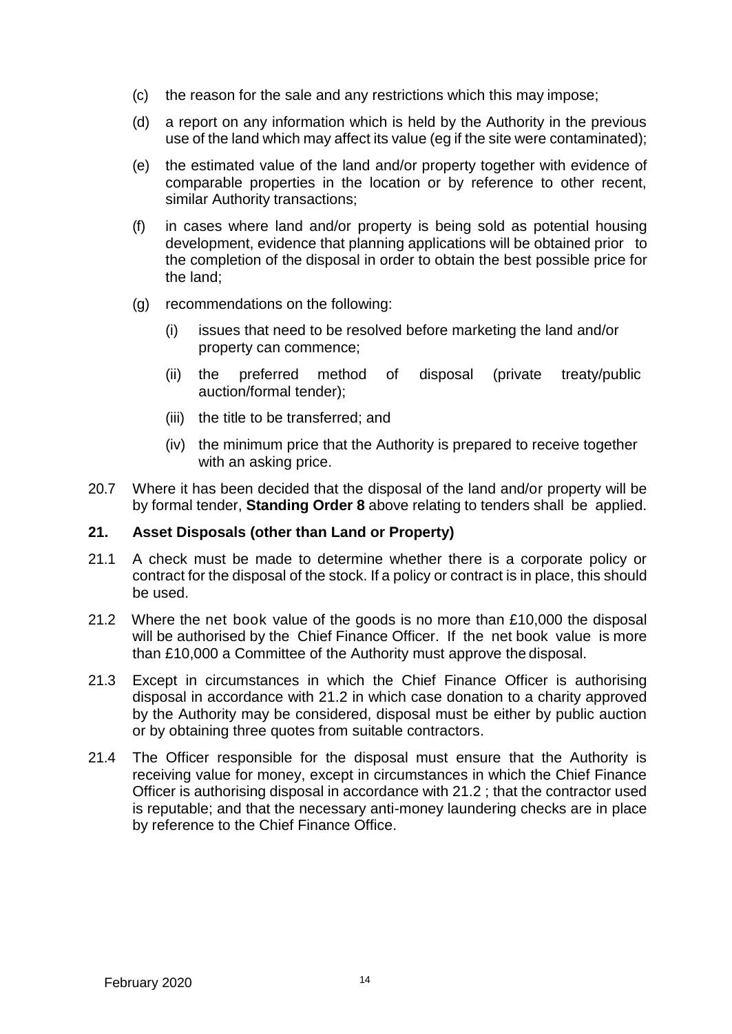(c) the reason for the sale and any restrictions which this may impose;

(d) a report on any information which is held by the Authority in the previous use of the land which may affect its value (eg if the site were contaminated);

(e) the estimated value of the land and/or property together with evidence of comparable properties in the location or by reference to other recent, similar Authority transactions;

(f) in cases where land and/or property is being sold as potential housing development, evidence that planning applications will be obtained prior to the completion of the disposal in order to obtain the best possible price for the land;

(g) recommendations on the following:

   (i) issues that need to be resolved before marketing the land and/or property can commence;

   (ii) the preferred method of disposal (private treaty/public auction/formal tender);

   (iii) the title to be transferred; and

   (iv) the minimum price that the Authority is prepared to receive together with an asking price.

20.7 Where it has been decided that the disposal of the land and/or property will be by formal tender, **Standing Order 8** above relating to tenders shall be applied.

## 21. Asset Disposals (other than Land or Property)

21.1 A check must be made to determine whether there is a corporate policy or contract for the disposal of the stock. If a policy or contract is in place, this should be used.

21.2 Where the net book value of the goods is no more than £10,000 the disposal will be authorised by the Chief Finance Officer. If the net book value is more than £10,000 a Committee of the Authority must approve the disposal.

21.3 Except in circumstances in which the Chief Finance Officer is authorising disposal in accordance with 21.2 in which case donation to a charity approved by the Authority may be considered, disposal must be either by public auction or by obtaining three quotes from suitable contractors.

21.4 The Officer responsible for the disposal must ensure that the Authority is receiving value for money, except in circumstances in which the Chief Finance Officer is authorising disposal in accordance with 21.2 ; that the contractor used is reputable; and that the necessary anti-money laundering checks are in place by reference to the Chief Finance Office.

February 2020